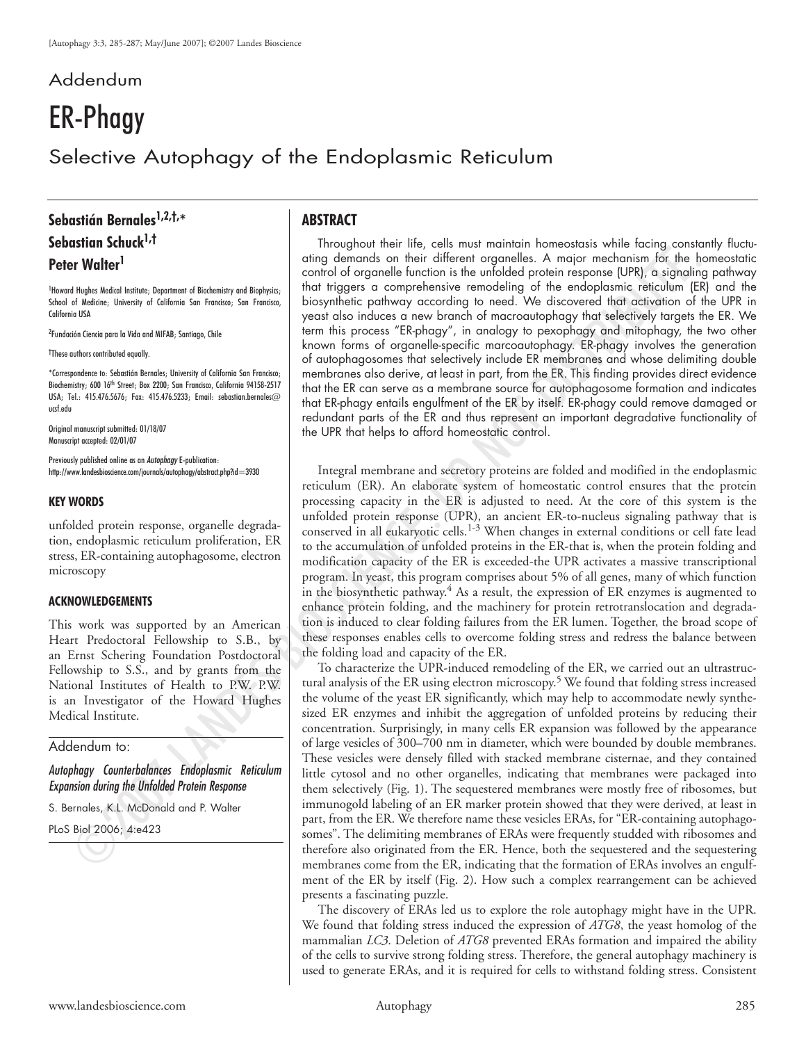Addendum

# ER-Phagy

## Selective Autophagy of the Endoplasmic Reticulum

**Sebastián Bernales[1,2,†,*]**
**Sebastian Schuck[1,†]**
**Peter Walter[1]**

[1]Howard Hughes Medical Institute; Department of Biochemistry and Biophysics; School of Medicine; University of California San Francisco; San Francisco, California USA

[2]Fundación Ciencia para la Vida and MIFAB; Santiago, Chile

[†]These authors contributed equally.

*Correspondence to: Sebastián Bernales; University of California San Francisco; Biochemistry; 600 16th Street; Box 2200; San Francisco, California 94158-2517 USA; Tel.: 415.476.5676; Fax: 415.476.5233; Email: sebastian.bernales@ucsf.edu

Original manuscript submitted: 01/18/07
Manuscript accepted: 02/01/07

Previously published online as an *Autophagy* E-publication:
http://www.landesbioscience.com/journals/autophagy/abstract.php?id=3930

### KEY WORDS

unfolded protein response, organelle degradation, endoplasmic reticulum proliferation, ER stress, ER-containing autophagosome, electron microscopy

### ACKNOWLEDGEMENTS

This work was supported by an American Heart Predoctoral Fellowship to S.B., by an Ernst Schering Foundation Postdoctoral Fellowship to S.S., and by grants from the National Institutes of Health to P.W. P.W. is an Investigator of the Howard Hughes Medical Institute.

Addendum to:

*Autophagy Counterbalances Endoplasmic Reticulum Expansion during the Unfolded Protein Response*

S. Bernales, K.L. McDonald and P. Walter

PLoS Biol 2006; 4:e423

### ABSTRACT

Throughout their life, cells must maintain homeostasis while facing constantly fluctuating demands on their different organelles. A major mechanism for the homeostatic control of organelle function is the unfolded protein response (UPR), a signaling pathway that triggers a comprehensive remodeling of the endoplasmic reticulum (ER) and the biosynthetic pathway according to need. We discovered that activation of the UPR in yeast also induces a new branch of macroautophagy that selectively targets the ER. We term this process "ER-phagy", in analogy to pexophagy and mitophagy, the two other known forms of organelle-specific marcoautophagy. ER-phagy involves the generation of autophagosomes that selectively include ER membranes and whose delimiting double membranes also derive, at least in part, from the ER. This finding provides direct evidence that the ER can serve as a membrane source for autophagosome formation and indicates that ER-phagy entails engulfment of the ER by itself. ER-phagy could remove damaged or redundant parts of the ER and thus represent an important degradative functionality of the UPR that helps to afford homeostatic control.

Integral membrane and secretory proteins are folded and modified in the endoplasmic reticulum (ER). An elaborate system of homeostatic control ensures that the protein processing capacity in the ER is adjusted to need. At the core of this system is the unfolded protein response (UPR), an ancient ER-to-nucleus signaling pathway that is conserved in all eukaryotic cells.[1-3] When changes in external conditions or cell fate lead to the accumulation of unfolded proteins in the ER-that is, when the protein folding and modification capacity of the ER is exceeded-the UPR activates a massive transcriptional program. In yeast, this program comprises about 5% of all genes, many of which function in the biosynthetic pathway.[4] As a result, the expression of ER enzymes is augmented to enhance protein folding, and the machinery for protein retrotranslocation and degradation is induced to clear folding failures from the ER lumen. Together, the broad scope of these responses enables cells to overcome folding stress and redress the balance between the folding load and capacity of the ER.

To characterize the UPR-induced remodeling of the ER, we carried out an ultrastructural analysis of the ER using electron microscopy.[5] We found that folding stress increased the volume of the yeast ER significantly, which may help to accommodate newly synthesized ER enzymes and inhibit the aggregation of unfolded proteins by reducing their concentration. Surprisingly, in many cells ER expansion was followed by the appearance of large vesicles of 300–700 nm in diameter, which were bounded by double membranes. These vesicles were densely filled with stacked membrane cisternae, and they contained little cytosol and no other organelles, indicating that membranes were packaged into them selectively (Fig. 1). The sequestered membranes were mostly free of ribosomes, but immunogold labeling of an ER marker protein showed that they were derived, at least in part, from the ER. We therefore name these vesicles ERAs, for "ER-containing autophagosomes". The delimiting membranes of ERAs were frequently studded with ribosomes and therefore also originated from the ER. Hence, both the sequestered and the sequestering membranes come from the ER, indicating that the formation of ERAs involves an engulfment of the ER by itself (Fig. 2). How such a complex rearrangement can be achieved presents a fascinating puzzle.

The discovery of ERAs led us to explore the role autophagy might have in the UPR. We found that folding stress induced the expression of *ATG8*, the yeast homolog of the mammalian *LC3*. Deletion of *ATG8* prevented ERAs formation and impaired the ability of the cells to survive strong folding stress. Therefore, the general autophagy machinery is used to generate ERAs, and it is required for cells to withstand folding stress. Consistent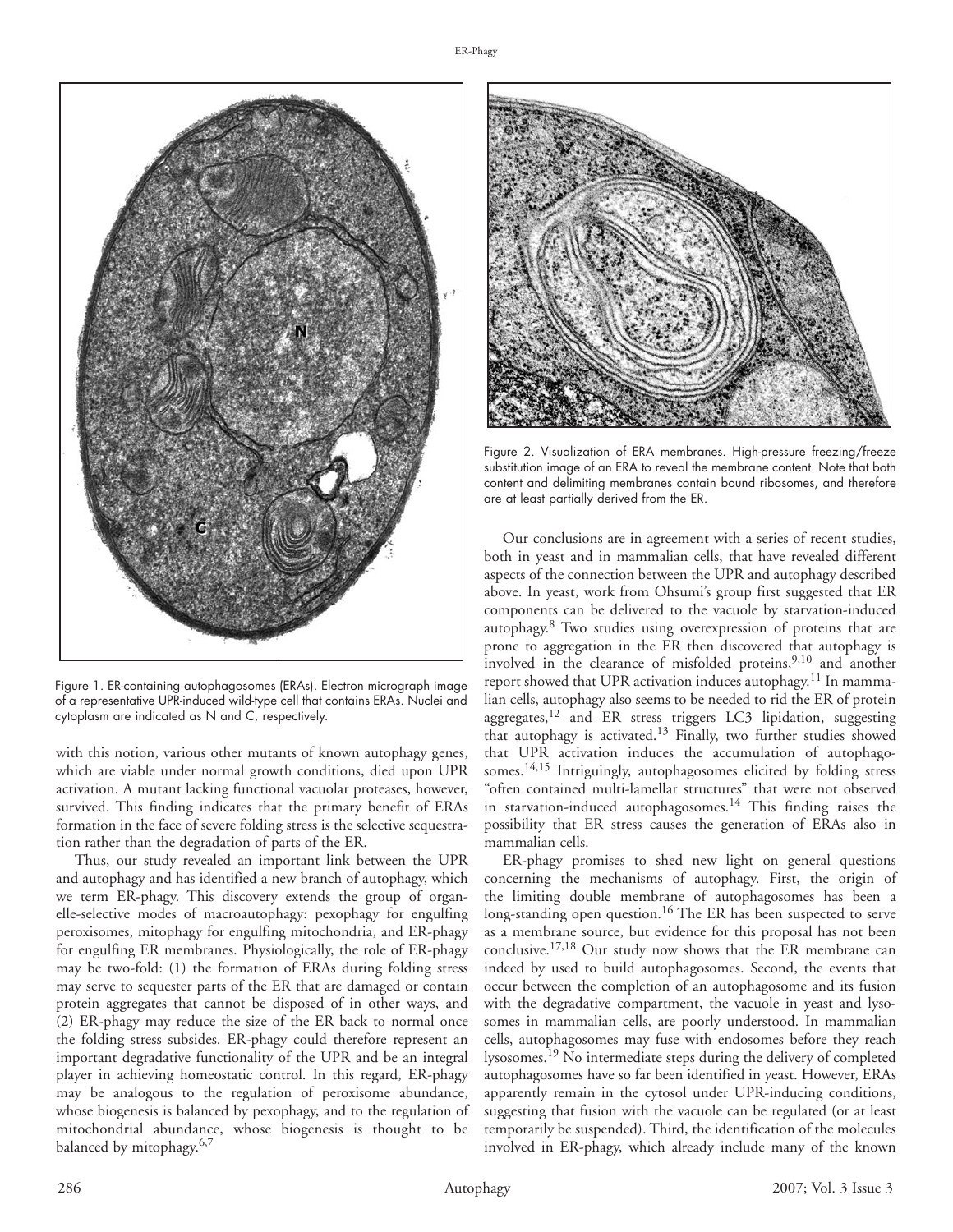Figure 1. ER-containing autophagosomes (ERAs). Electron micrograph image of a representative UPR-induced wild-type cell that contains ERAs. Nuclei and cytoplasm are indicated as N and C, respectively.

Figure 2. Visualization of ERA membranes. High-pressure freezing/freeze substitution image of an ERA to reveal the membrane content. Note that both content and delimiting membranes contain bound ribosomes, and therefore are at least partially derived from the ER.

with this notion, various other mutants of known autophagy genes, which are viable under normal growth conditions, died upon UPR activation. A mutant lacking functional vacuolar proteases, however, survived. This finding indicates that the primary benefit of ERAs formation in the face of severe folding stress is the selective sequestration rather than the degradation of parts of the ER.

Thus, our study revealed an important link between the UPR and autophagy and has identified a new branch of autophagy, which we term ER-phagy. This discovery extends the group of organelle-selective modes of macroautophagy: pexophagy for engulfing peroxisomes, mitophagy for engulfing mitochondria, and ER-phagy for engulfing ER membranes. Physiologically, the role of ER-phagy may be two-fold: (1) the formation of ERAs during folding stress may serve to sequester parts of the ER that are damaged or contain protein aggregates that cannot be disposed of in other ways, and (2) ER-phagy may reduce the size of the ER back to normal once the folding stress subsides. ER-phagy could therefore represent an important degradative functionality of the UPR and be an integral player in achieving homeostatic control. In this regard, ER-phagy may be analogous to the regulation of peroxisome abundance, whose biogenesis is balanced by pexophagy, and to the regulation of mitochondrial abundance, whose biogenesis is thought to be balanced by mitophagy.[6,7]

Our conclusions are in agreement with a series of recent studies, both in yeast and in mammalian cells, that have revealed different aspects of the connection between the UPR and autophagy described above. In yeast, work from Ohsumi's group first suggested that ER components can be delivered to the vacuole by starvation-induced autophagy.[8] Two studies using overexpression of proteins that are prone to aggregation in the ER then discovered that autophagy is involved in the clearance of misfolded proteins,[9,10] and another report showed that UPR activation induces autophagy.[11] In mammalian cells, autophagy also seems to be needed to rid the ER of protein aggregates,[12] and ER stress triggers LC3 lipidation, suggesting that autophagy is activated.[13] Finally, two further studies showed that UPR activation induces the accumulation of autophagosomes.[14,15] Intriguingly, autophagosomes elicited by folding stress "often contained multi-lamellar structures" that were not observed in starvation-induced autophagosomes.[14] This finding raises the possibility that ER stress causes the generation of ERAs also in mammalian cells.

ER-phagy promises to shed new light on general questions concerning the mechanisms of autophagy. First, the origin of the limiting double membrane of autophagosomes has been a long-standing open question.[16] The ER has been suspected to serve as a membrane source, but evidence for this proposal has not been conclusive.[17,18] Our study now shows that the ER membrane can indeed by used to build autophagosomes. Second, the events that occur between the completion of an autophagosome and its fusion with the degradative compartment, the vacuole in yeast and lysosomes in mammalian cells, are poorly understood. In mammalian cells, autophagosomes may fuse with endosomes before they reach lysosomes.[19] No intermediate steps during the delivery of completed autophagosomes have so far been identified in yeast. However, ERAs apparently remain in the cytosol under UPR-inducing conditions, suggesting that fusion with the vacuole can be regulated (or at least temporarily be suspended). Third, the identification of the molecules involved in ER-phagy, which already include many of the known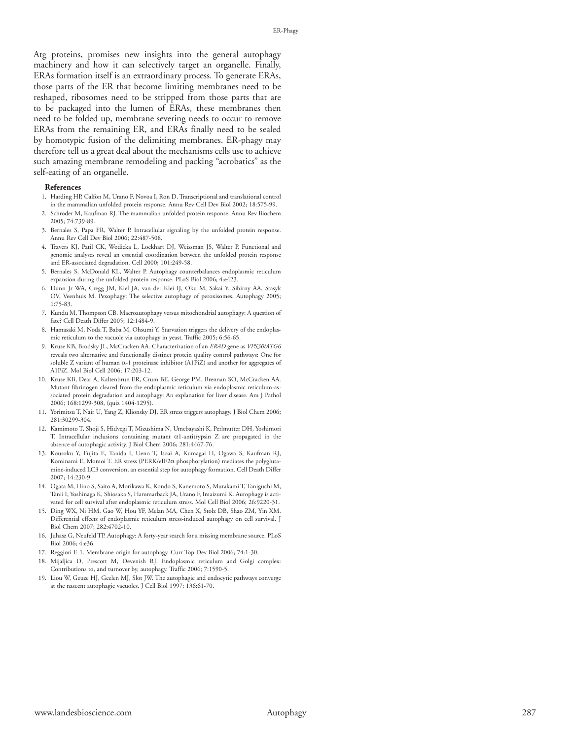Atg proteins, promises new insights into the general autophagy machinery and how it can selectively target an organelle. Finally, ERAs formation itself is an extraordinary process. To generate ERAs, those parts of the ER that become limiting membranes need to be reshaped, ribosomes need to be stripped from those parts that are to be packaged into the lumen of ERAs, these membranes then need to be folded up, membrane severing needs to occur to remove ERAs from the remaining ER, and ERAs finally need to be sealed by homotypic fusion of the delimiting membranes. ER-phagy may therefore tell us a great deal about the mechanisms cells use to achieve such amazing membrane remodeling and packing "acrobatics" as the self-eating of an organelle.

#### References

1. Harding HP, Calfon M, Urano F, Novoa I, Ron D. Transcriptional and translational control in the mammalian unfolded protein response. Annu Rev Cell Dev Biol 2002; 18:575-99.
2. Schroder M, Kaufman RJ. The mammalian unfolded protein response. Annu Rev Biochem 2005; 74:739-89.
3. Bernales S, Papa FR, Walter P. Intracellular signaling by the unfolded protein response. Annu Rev Cell Dev Biol 2006; 22:487-508.
4. Travers KJ, Patil CK, Wodicka L, Lockhart DJ, Weissman JS, Walter P. Functional and genomic analyses reveal an essential coordination between the unfolded protein response and ER-associated degradation. Cell 2000; 101:249-58.
5. Bernales S, McDonald KL, Walter P. Autophagy counterbalances endoplasmic reticulum expansion during the unfolded protein response. PLoS Biol 2006; 4:e423.
6. Dunn Jr WA, Cregg JM, Kiel JA, van der Klei IJ, Oku M, Sakai Y, Sibirny AA, Stasyk OV, Veenhuis M. Pexophagy: The selective autophagy of peroxisomes. Autophagy 2005; 1:75-83.
7. Kundu M, Thompson CB. Macroautophagy versus mitochondrial autophagy: A question of fate? Cell Death Differ 2005; 12:1484-9.
8. Hamasaki M, Noda T, Baba M, Ohsumi Y. Starvation triggers the delivery of the endoplasmic reticulum to the vacuole via autophagy in yeast. Traffic 2005; 6:56-65.
9. Kruse KB, Brodsky JL, McCracken AA. Characterization of an *ERAD* gene as *VPS30/ATG6* reveals two alternative and functionally distinct protein quality control pathways: One for soluble Z variant of human α-1 proteinase inhibitor (A1PiZ) and another for aggregates of A1PiZ. Mol Biol Cell 2006; 17:203-12.
10. Kruse KB, Dear A, Kaltenbrun ER, Crum BE, George PM, Brennan SO, McCracken AA. Mutant fibrinogen cleared from the endoplasmic reticulum via endoplasmic reticulum-associated protein degradation and autophagy: An explanation for liver disease. Am J Pathol 2006; 168:1299-308, (quiz 1404-1295).
11. Yorimitsu T, Nair U, Yang Z, Klionsky DJ. ER stress triggers autophagy. J Biol Chem 2006; 281:30299-304.
12. Kamimoto T, Shoji S, Hidvegi T, Mizushima N, Umebayashi K, Perlmutter DH, Yoshimori T. Intracellular inclusions containing mutant α1-antitrypsin Z are propagated in the absence of autophagic activity. J Biol Chem 2006; 281:4467-76.
13. Kouroku Y, Fujita E, Tanida I, Ueno T, Isoai A, Kumagai H, Ogawa S, Kaufman RJ, Kominami E, Momoi T. ER stress (PERK/eIF2α phosphorylation) mediates the polyglutamine-induced LC3 conversion, an essential step for autophagy formation. Cell Death Differ 2007; 14:230-9.
14. Ogata M, Hino S, Saito A, Morikawa K, Kondo S, Kanemoto S, Murakami T, Taniguchi M, Tanii I, Yoshinaga K, Shiosaka S, Hammarback JA, Urano F, Imaizumi K. Autophagy is activated for cell survival after endoplasmic reticulum stress. Mol Cell Biol 2006; 26:9220-31.
15. Ding WX, Ni HM, Gao W, Hou YF, Melan MA, Chen X, Stolz DB, Shao ZM, Yin XM. Differential effects of endoplasmic reticulum stress-induced autophagy on cell survival. J Biol Chem 2007; 282:4702-10.
16. Juhasz G, Neufeld TP. Autophagy: A forty-year search for a missing membrane source. PLoS Biol 2006; 4:e36.
17. Reggiori F. 1. Membrane origin for autophagy. Curr Top Dev Biol 2006; 74:1-30.
18. Mijaljica D, Prescott M, Devenish RJ. Endoplasmic reticulum and Golgi complex: Contributions to, and turnover by, autophagy. Traffic 2006; 7:1590-5.
19. Liou W, Geuze HJ, Geelen MJ, Slot JW. The autophagic and endocytic pathways converge at the nascent autophagic vacuoles. J Cell Biol 1997; 136:61-70.